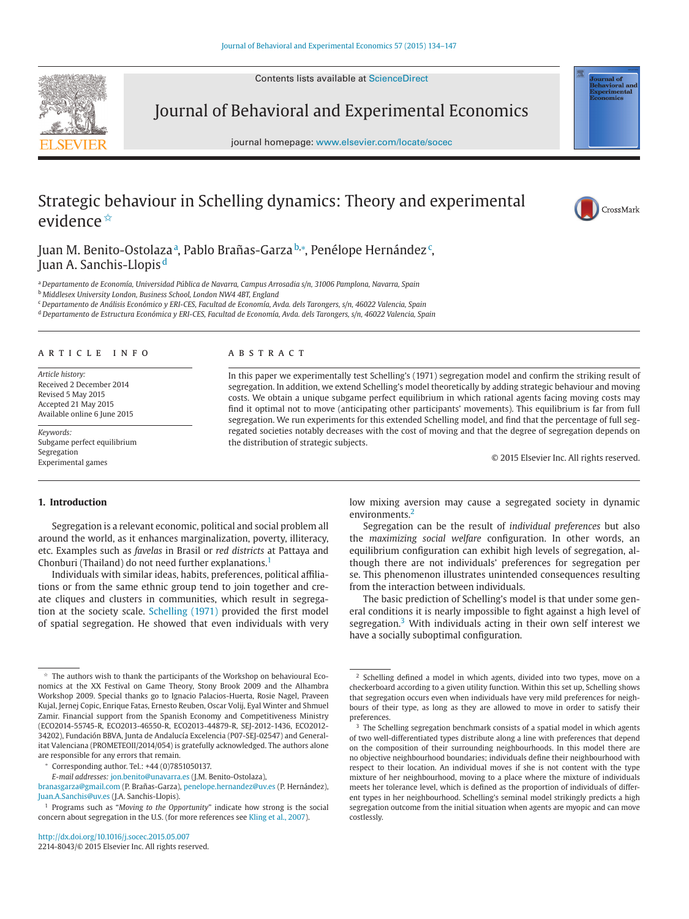# Strategic behaviour in Schelling dynamics: Theory and experimental evidence[☆]

Juan M. Benito-Ostolaza[a], Pablo Brañas-Garza[b,*], Penélope Hernández[c], Juan A. Sanchis-Llopis[d]

[a] Departamento de Economía, Universidad Pública de Navarra, Campus Arrosadia s/n, 31006 Pamplona, Navarra, Spain
[b] Middlesex University London, Business School, London NW4 4BT, England
[c] Departamento de Análisis Económico y ERI-CES, Facultad de Economía, Avda. dels Tarongers, s/n, 46022 Valencia, Spain
[d] Departamento de Estructura Económica y ERI-CES, Facultad de Economía, Avda. dels Tarongers, s/n, 46022 Valencia, Spain

## ARTICLE INFO

*Article history:*
Received 2 December 2014
Revised 5 May 2015
Accepted 21 May 2015
Available online 6 June 2015

*Keywords:*
Subgame perfect equilibrium
Segregation
Experimental games

## ABSTRACT

In this paper we experimentally test Schelling's (1971) segregation model and confirm the striking result of segregation. In addition, we extend Schelling's model theoretically by adding strategic behaviour and moving costs. We obtain a unique subgame perfect equilibrium in which rational agents facing moving costs may find it optimal not to move (anticipating other participants' movements). This equilibrium is far from full segregation. We run experiments for this extended Schelling model, and find that the percentage of full segregated societies notably decreases with the cost of moving and that the degree of segregation depends on the distribution of strategic subjects.

© 2015 Elsevier Inc. All rights reserved.

## 1. Introduction

Segregation is a relevant economic, political and social problem all around the world, as it enhances marginalization, poverty, illiteracy, etc. Examples such as *favelas* in Brasil or *red districts* at Pattaya and Chonburi (Thailand) do not need further explanations.[1]

Individuals with similar ideas, habits, preferences, political affiliations or from the same ethnic group tend to join together and create cliques and clusters in communities, which result in segregation at the society scale. Schelling (1971) provided the first model of spatial segregation. He showed that even individuals with very low mixing aversion may cause a segregated society in dynamic environments.[2]

Segregation can be the result of *individual preferences* but also the *maximizing social welfare* configuration. In other words, an equilibrium configuration can exhibit high levels of segregation, although there are not individuals' preferences for segregation per se. This phenomenon illustrates unintended consequences resulting from the interaction between individuals.

The basic prediction of Schelling's model is that under some general conditions it is nearly impossible to fight against a high level of segregation.[3] With individuals acting in their own self interest we have a socially suboptimal configuration.

---

☆ The authors wish to thank the participants of the Workshop on behavioural Economics at the XX Festival on Game Theory, Stony Brook 2009 and the Alhambra Workshop 2009. Special thanks go to Ignacio Palacios-Huerta, Rosie Nagel, Praveen Kujal, Jernej Copic, Enrique Fatas, Ernesto Reuben, Oscar Volij, Eyal Winter and Shmuel Zamir. Financial support from the Spanish Economy and Competitiveness Ministry (ECO2014-55745-R, ECO2013-46550-R, ECO2013-44879-R, SEJ-2012-1436, ECO2012-34202), Fundación BBVA, Junta de Andalucía Excelencia (P07-SEJ-02547) and Generalitat Valenciana (PROMETEOII/2014/054) is gratefully acknowledged. The authors alone are responsible for any errors that remain.

\* Corresponding author. Tel.: +44 (0)7851050137.
*E-mail addresses:* jon.benito@unavarra.es (J.M. Benito-Ostolaza), branasgarza@gmail.com (P. Brañas-Garza), penelope.hernandez@uv.es (P. Hernández), Juan.A.Sanchis@uv.es (J.A. Sanchis-Llopis).

[1] Programs such as "*Moving to the Opportunity*" indicate how strong is the social concern about segregation in the U.S. (for more references see Kling et al., 2007).

[2] Schelling defined a model in which agents, divided into two types, move on a checkerboard according to a given utility function. Within this set up, Schelling shows that segregation occurs even when individuals have very mild preferences for neighbours of their type, as long as they are allowed to move in order to satisfy their preferences.

[3] The Schelling segregation benchmark consists of a spatial model in which agents of two well-differentiated types distribute along a line with preferences that depend on the composition of their surrounding neighbourhoods. In this model there are no objective neighbourhood boundaries; individuals define their neighbourhood with respect to their location. An individual moves if she is not content with the type mixture of her neighbourhood, moving to a place where the mixture of individuals meets her tolerance level, which is defined as the proportion of individuals of different types in her neighbourhood. Schelling's seminal model strikingly predicts a high segregation outcome from the initial situation when agents are myopic and can move costless.

http://dx.doi.org/10.1016/j.socec.2015.05.007
2214-8043/© 2015 Elsevier Inc. All rights reserved.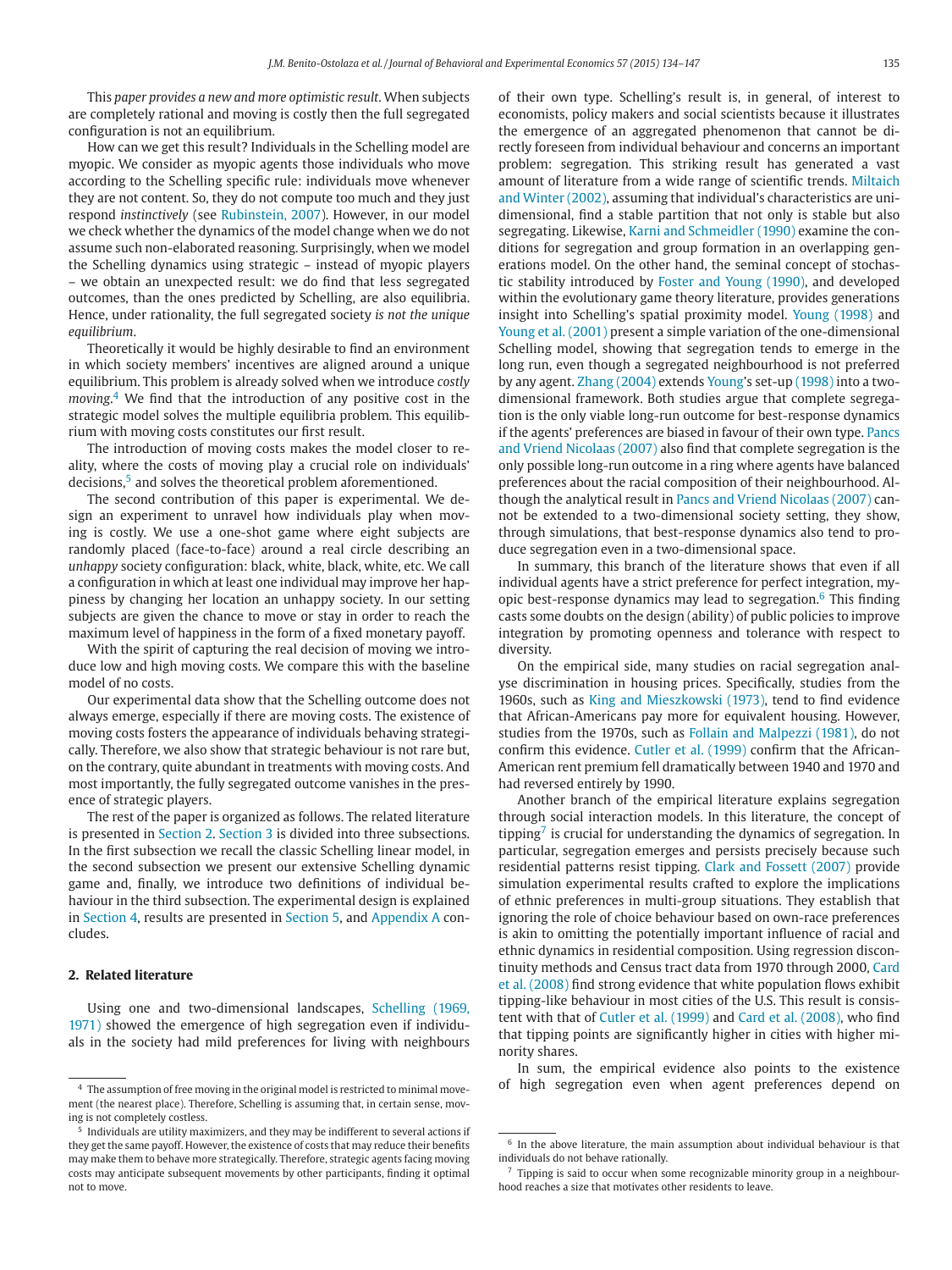This *paper provides a new and more optimistic result*. When subjects are completely rational and moving is costly then the full segregated configuration is not an equilibrium.

How can we get this result? Individuals in the Schelling model are myopic. We consider as myopic agents those individuals who move according to the Schelling specific rule: individuals move whenever they are not content. So, they do not compute too much and they just respond *instinctively* (see Rubinstein, 2007). However, in our model we check whether the dynamics of the model change when we do not assume such non-elaborated reasoning. Surprisingly, when we model the Schelling dynamics using strategic – instead of myopic players – we obtain an unexpected result: we do find that less segregated outcomes, than the ones predicted by Schelling, are also equilibria. Hence, under rationality, the full segregated society *is not the unique equilibrium*.

Theoretically it would be highly desirable to find an environment in which society members' incentives are aligned around a unique equilibrium. This problem is already solved when we introduce *costly moving*.[4] We find that the introduction of any positive cost in the strategic model solves the multiple equilibria problem. This equilibrium with moving costs constitutes our first result.

The introduction of moving costs makes the model closer to reality, where the costs of moving play a crucial role on individuals' decisions,[5] and solves the theoretical problem aforementioned.

The second contribution of this paper is experimental. We design an experiment to unravel how individuals play when moving is costly. We use a one-shot game where eight subjects are randomly placed (face-to-face) around a real circle describing an *unhappy* society configuration: black, white, black, white, etc. We call a configuration in which at least one individual may improve her happiness by changing her location an unhappy society. In our setting subjects are given the chance to move or stay in order to reach the maximum level of happiness in the form of a fixed monetary payoff.

With the spirit of capturing the real decision of moving we introduce low and high moving costs. We compare this with the baseline model of no costs.

Our experimental data show that the Schelling outcome does not always emerge, especially if there are moving costs. The existence of moving costs fosters the appearance of individuals behaving strategically. Therefore, we also show that strategic behaviour is not rare but, on the contrary, quite abundant in treatments with moving costs. And most importantly, the fully segregated outcome vanishes in the presence of strategic players.

The rest of the paper is organized as follows. The related literature is presented in Section 2. Section 3 is divided into three subsections. In the first subsection we recall the classic Schelling linear model, in the second subsection we present our extensive Schelling dynamic game and, finally, we introduce two definitions of individual behaviour in the third subsection. The experimental design is explained in Section 4, results are presented in Section 5, and Appendix A concludes.

## 2. Related literature

Using one and two-dimensional landscapes, Schelling (1969, 1971) showed the emergence of high segregation even if individuals in the society had mild preferences for living with neighbours of their own type. Schelling's result is, in general, of interest to economists, policy makers and social scientists because it illustrates the emergence of an aggregated phenomenon that cannot be directly foreseen from individual behaviour and concerns an important problem: segregation. This striking result has generated a vast amount of literature from a wide range of scientific trends. Miltaich and Winter (2002), assuming that individual's characteristics are unidimensional, find a stable partition that not only is stable but also segregating. Likewise, Karni and Schmeidler (1990) examine the conditions for segregation and group formation in an overlapping generations model. On the other hand, the seminal concept of stochastic stability introduced by Foster and Young (1990), and developed within the evolutionary game theory literature, provides generations insight into Schelling's spatial proximity model. Young (1998) and Young et al. (2001) present a simple variation of the one-dimensional Schelling model, showing that segregation tends to emerge in the long run, even though a segregated neighbourhood is not preferred by any agent. Zhang (2004) extends Young's set-up (1998) into a two-dimensional framework. Both studies argue that complete segregation is the only viable long-run outcome for best-response dynamics if the agents' preferences are biased in favour of their own type. Pancs and Vriend Nicolaas (2007) also find that complete segregation is the only possible long-run outcome in a ring where agents have balanced preferences about the racial composition of their neighbourhood. Although the analytical result in Pancs and Vriend Nicolaas (2007) cannot be extended to a two-dimensional society setting, they show, through simulations, that best-response dynamics also tend to produce segregation even in a two-dimensional space.

In summary, this branch of the literature shows that even if all individual agents have a strict preference for perfect integration, myopic best-response dynamics may lead to segregation.[6] This finding casts some doubts on the design (ability) of public policies to improve integration by promoting openness and tolerance with respect to diversity.

On the empirical side, many studies on racial segregation analyse discrimination in housing prices. Specifically, studies from the 1960s, such as King and Mieszkowski (1973), tend to find evidence that African-Americans pay more for equivalent housing. However, studies from the 1970s, such as Follain and Malpezzi (1981), do not confirm this evidence. Cutler et al. (1999) confirm that the African-American rent premium fell dramatically between 1940 and 1970 and had reversed entirely by 1990.

Another branch of the empirical literature explains segregation through social interaction models. In this literature, the concept of tipping[7] is crucial for understanding the dynamics of segregation. In particular, segregation emerges and persists precisely because such residential patterns resist tipping. Clark and Fossett (2007) provide simulation experimental results crafted to explore the implications of ethnic preferences in multi-group situations. They establish that ignoring the role of choice behaviour based on own-race preferences is akin to omitting the potentially important influence of racial and ethnic dynamics in residential composition. Using regression discontinuity methods and Census tract data from 1970 through 2000, Card et al. (2008) find strong evidence that white population flows exhibit tipping-like behaviour in most cities of the U.S. This result is consistent with that of Cutler et al. (1999) and Card et al. (2008), who find that tipping points are significantly higher in cities with higher minority shares.

In sum, the empirical evidence also points to the existence of high segregation even when agent preferences depend on

[4] The assumption of free moving in the original model is restricted to minimal movement (the nearest place). Therefore, Schelling is assuming that, in certain sense, moving is not completely costless.

[5] Individuals are utility maximizers, and they may be indifferent to several actions if they get the same payoff. However, the existence of costs that may reduce their benefits may make them to behave more strategically. Therefore, strategic agents facing moving costs may anticipate subsequent movements by other participants, finding it optimal not to move.

[6] In the above literature, the main assumption about individual behaviour is that individuals do not behave rationally.

[7] Tipping is said to occur when some recognizable minority group in a neighbourhood reaches a size that motivates other residents to leave.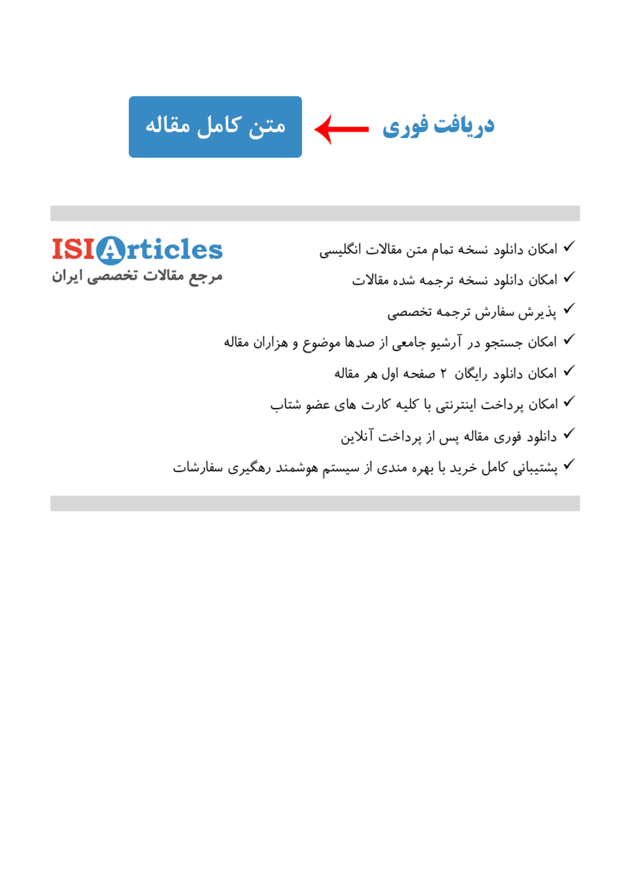دریافت فوری ← **متن کامل مقاله**

**ISIArticles**
مرجع مقالات تخصصی ایران

- ✓ امکان دانلود نسخه تمام متن مقالات انگلیسی
- ✓ امکان دانلود نسخه ترجمه شده مقالات
- ✓ پذیرش سفارش ترجمه تخصصی
- ✓ امکان جستجو در آرشیو جامعی از صدها موضوع و هزاران مقاله
- ✓ امکان دانلود رایگان ۲ صفحه اول هر مقاله
- ✓ امکان پرداخت اینترنتی با کلیه کارت های عضو شتاب
- ✓ دانلود فوری مقاله پس از پرداخت آنلاین
- ✓ پشتیبانی کامل خرید با بهره مندی از سیستم هوشمند رهگیری سفارشات